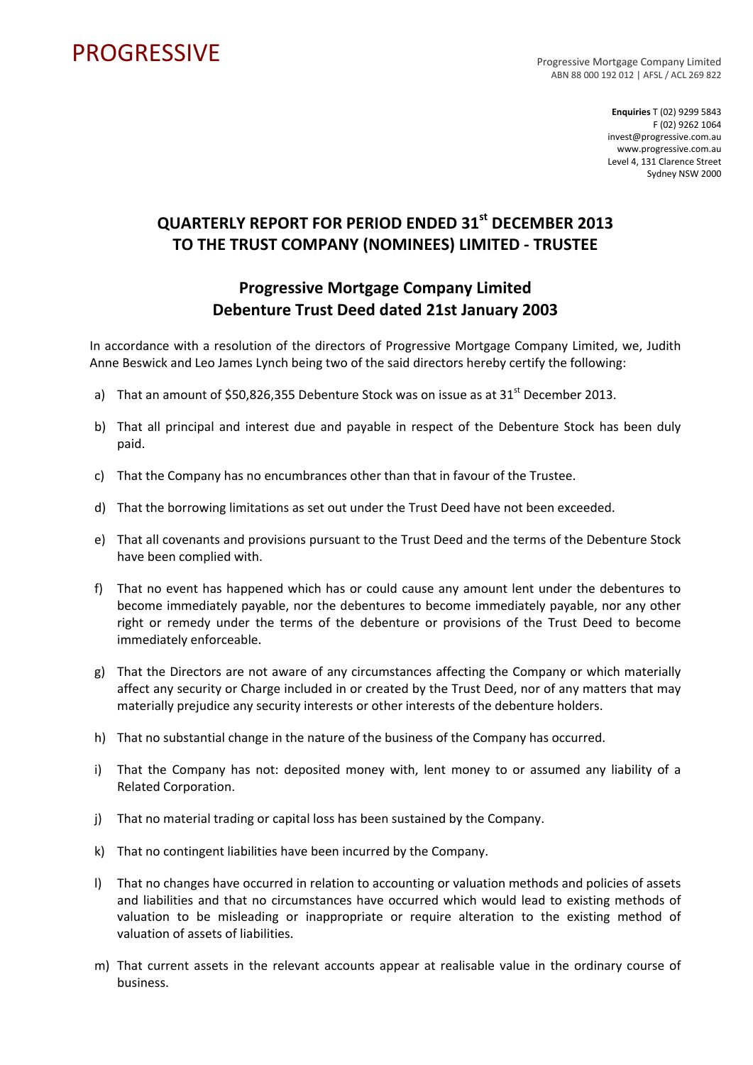PROGRESSIVE

Progressive Mortgage Company Limited
ABN 88 000 192 012 | AFSL / ACL 269 822

**Enquiries** T (02) 9299 5843
F (02) 9262 1064
invest@progressive.com.au
www.progressive.com.au
Level 4, 131 Clarence Street
Sydney NSW 2000

# QUARTERLY REPORT FOR PERIOD ENDED 31st DECEMBER 2013 TO THE TRUST COMPANY (NOMINEES) LIMITED - TRUSTEE

## Progressive Mortgage Company Limited Debenture Trust Deed dated 21st January 2003

In accordance with a resolution of the directors of Progressive Mortgage Company Limited, we, Judith Anne Beswick and Leo James Lynch being two of the said directors hereby certify the following:

a) That an amount of $50,826,355 Debenture Stock was on issue as at 31st December 2013.

b) That all principal and interest due and payable in respect of the Debenture Stock has been duly paid.

c) That the Company has no encumbrances other than that in favour of the Trustee.

d) That the borrowing limitations as set out under the Trust Deed have not been exceeded.

e) That all covenants and provisions pursuant to the Trust Deed and the terms of the Debenture Stock have been complied with.

f) That no event has happened which has or could cause any amount lent under the debentures to become immediately payable, nor the debentures to become immediately payable, nor any other right or remedy under the terms of the debenture or provisions of the Trust Deed to become immediately enforceable.

g) That the Directors are not aware of any circumstances affecting the Company or which materially affect any security or Charge included in or created by the Trust Deed, nor of any matters that may materially prejudice any security interests or other interests of the debenture holders.

h) That no substantial change in the nature of the business of the Company has occurred.

i) That the Company has not: deposited money with, lent money to or assumed any liability of a Related Corporation.

j) That no material trading or capital loss has been sustained by the Company.

k) That no contingent liabilities have been incurred by the Company.

l) That no changes have occurred in relation to accounting or valuation methods and policies of assets and liabilities and that no circumstances have occurred which would lead to existing methods of valuation to be misleading or inappropriate or require alteration to the existing method of valuation of assets of liabilities.

m) That current assets in the relevant accounts appear at realisable value in the ordinary course of business.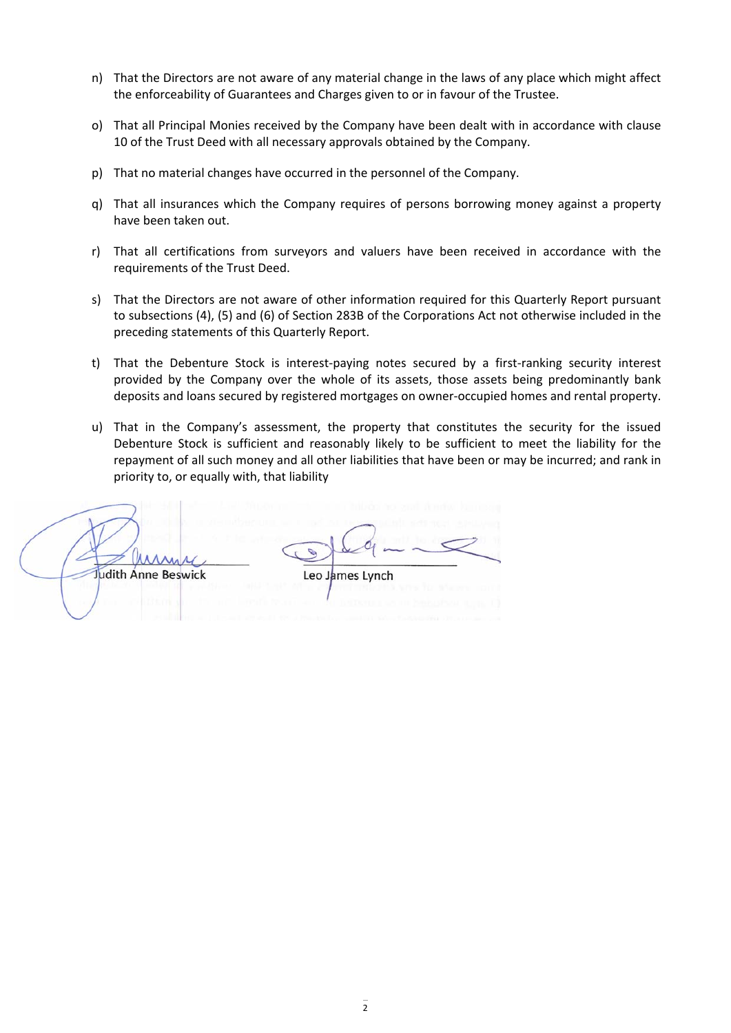n) That the Directors are not aware of any material change in the laws of any place which might affect the enforceability of Guarantees and Charges given to or in favour of the Trustee.

o) That all Principal Monies received by the Company have been dealt with in accordance with clause 10 of the Trust Deed with all necessary approvals obtained by the Company.

p) That no material changes have occurred in the personnel of the Company.

q) That all insurances which the Company requires of persons borrowing money against a property have been taken out.

r) That all certifications from surveyors and valuers have been received in accordance with the requirements of the Trust Deed.

s) That the Directors are not aware of other information required for this Quarterly Report pursuant to subsections (4), (5) and (6) of Section 283B of the Corporations Act not otherwise included in the preceding statements of this Quarterly Report.

t) That the Debenture Stock is interest-paying notes secured by a first-ranking security interest provided by the Company over the whole of its assets, those assets being predominantly bank deposits and loans secured by registered mortgages on owner-occupied homes and rental property.

u) That in the Company's assessment, the property that constitutes the security for the issued Debenture Stock is sufficient and reasonably likely to be sufficient to meet the liability for the repayment of all such money and all other liabilities that have been or may be incurred; and rank in priority to, or equally with, that liability

Judith Anne Beswick

Leo James Lynch